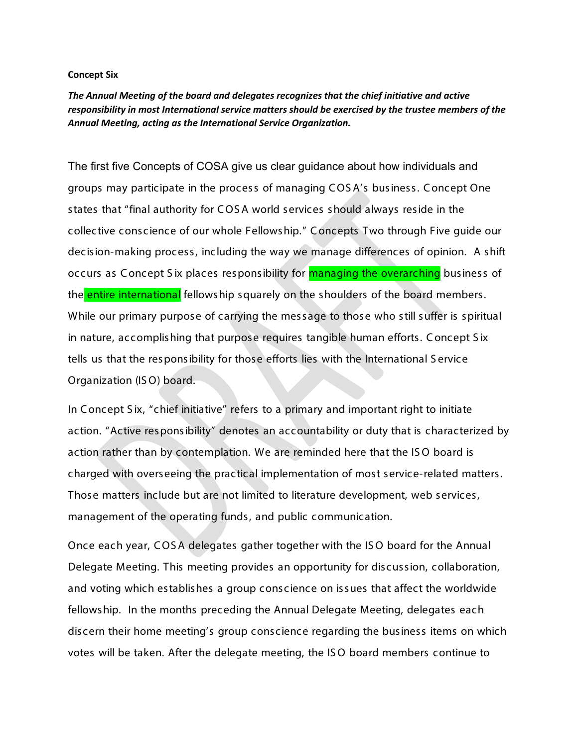**Concept Six**

***The Annual Meeting of the board and delegates recognizes that the chief initiative and active responsibility in most International service matters should be exercised by the trustee members of the Annual Meeting, acting as the International Service Organization.***

The first five Concepts of COSA give us clear guidance about how individuals and groups may participate in the process of managing COSA's business. Concept One states that "final authority for COSA world services should always reside in the collective conscience of our whole Fellowship." Concepts Two through Five guide our decision-making process, including the way we manage differences of opinion. A shift occurs as Concept Six places responsibility for managing the overarching business of the entire international fellowship squarely on the shoulders of the board members. While our primary purpose of carrying the message to those who still suffer is spiritual in nature, accomplishing that purpose requires tangible human efforts. Concept Six tells us that the responsibility for those efforts lies with the International Service Organization (ISO) board.

In Concept Six, "chief initiative" refers to a primary and important right to initiate action. "Active responsibility" denotes an accountability or duty that is characterized by action rather than by contemplation. We are reminded here that the ISO board is charged with overseeing the practical implementation of most service-related matters. Those matters include but are not limited to literature development, web services, management of the operating funds, and public communication.

Once each year, COSA delegates gather together with the ISO board for the Annual Delegate Meeting. This meeting provides an opportunity for discussion, collaboration, and voting which establishes a group conscience on issues that affect the worldwide fellowship. In the months preceding the Annual Delegate Meeting, delegates each discern their home meeting's group conscience regarding the business items on which votes will be taken. After the delegate meeting, the ISO board members continue to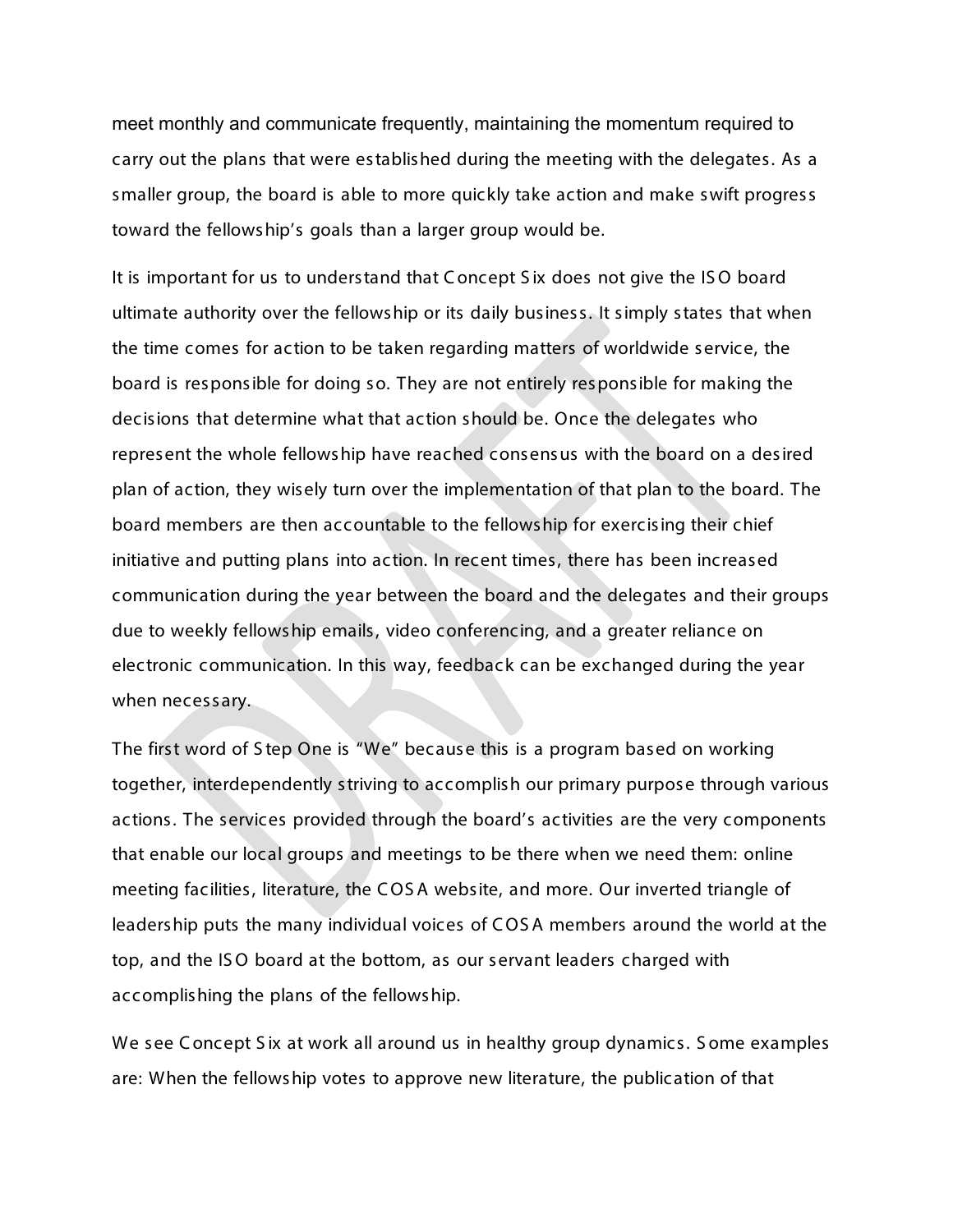meet monthly and communicate frequently, maintaining the momentum required to carry out the plans that were established during the meeting with the delegates. As a smaller group, the board is able to more quickly take action and make swift progress toward the fellowship's goals than a larger group would be.

It is important for us to understand that Concept Six does not give the ISO board ultimate authority over the fellowship or its daily business. It simply states that when the time comes for action to be taken regarding matters of worldwide service, the board is responsible for doing so. They are not entirely responsible for making the decisions that determine what that action should be. Once the delegates who represent the whole fellowship have reached consensus with the board on a desired plan of action, they wisely turn over the implementation of that plan to the board. The board members are then accountable to the fellowship for exercising their chief initiative and putting plans into action. In recent times, there has been increased communication during the year between the board and the delegates and their groups due to weekly fellowship emails, video conferencing, and a greater reliance on electronic communication. In this way, feedback can be exchanged during the year when necessary.

The first word of Step One is "We" because this is a program based on working together, interdependently striving to accomplish our primary purpose through various actions. The services provided through the board's activities are the very components that enable our local groups and meetings to be there when we need them: online meeting facilities, literature, the COSA website, and more. Our inverted triangle of leadership puts the many individual voices of COSA members around the world at the top, and the ISO board at the bottom, as our servant leaders charged with accomplishing the plans of the fellowship.

We see Concept Six at work all around us in healthy group dynamics. Some examples are: When the fellowship votes to approve new literature, the publication of that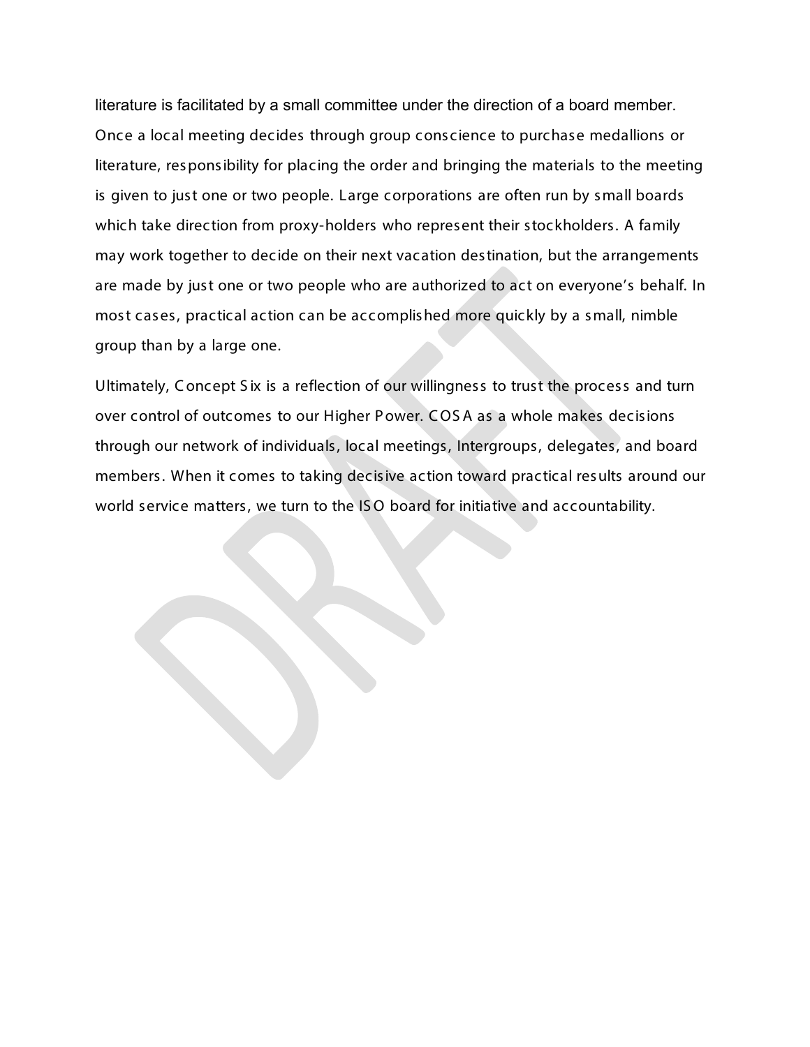literature is facilitated by a small committee under the direction of a board member. Once a local meeting decides through group conscience to purchase medallions or literature, responsibility for placing the order and bringing the materials to the meeting is given to just one or two people. Large corporations are often run by small boards which take direction from proxy-holders who represent their stockholders. A family may work together to decide on their next vacation destination, but the arrangements are made by just one or two people who are authorized to act on everyone's behalf. In most cases, practical action can be accomplished more quickly by a small, nimble group than by a large one.

Ultimately, Concept Six is a reflection of our willingness to trust the process and turn over control of outcomes to our Higher Power. COSA as a whole makes decisions through our network of individuals, local meetings, Intergroups, delegates, and board members. When it comes to taking decisive action toward practical results around our world service matters, we turn to the ISO board for initiative and accountability.